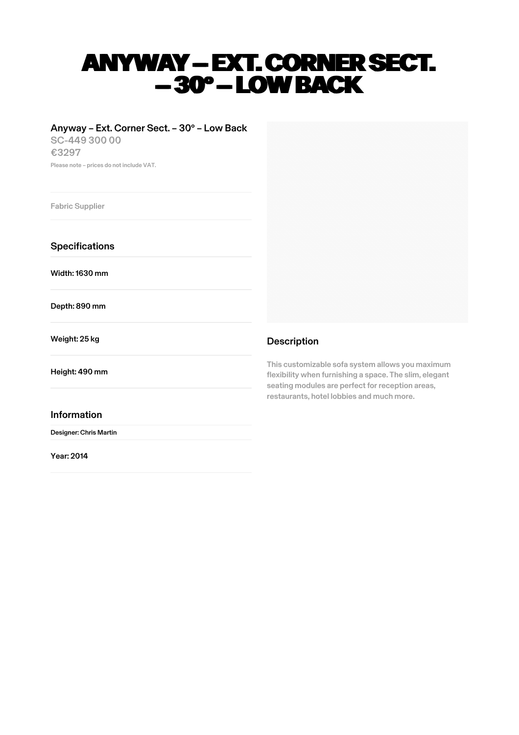# ANYWAY – EXT. CORNER SECT. – 30° – LOW BACK

Anyway – Ext. Corner Sect. – 30° – Low Back

SC-449 300 00

€3297

Please note – prices do not include VAT.

Fabric Supplier

## Specifications

Width: 1630 mm

Depth: 890 mm

Weight: 25 kg

Height: 490 mm

## Information

Designer: Chris Martin

Year: 2014

## Description

This customizable sofa system allows you maximum flexibility when furnishing a space. The slim, elegant seating modules are perfect for reception areas, restaurants, hotel lobbies and much more.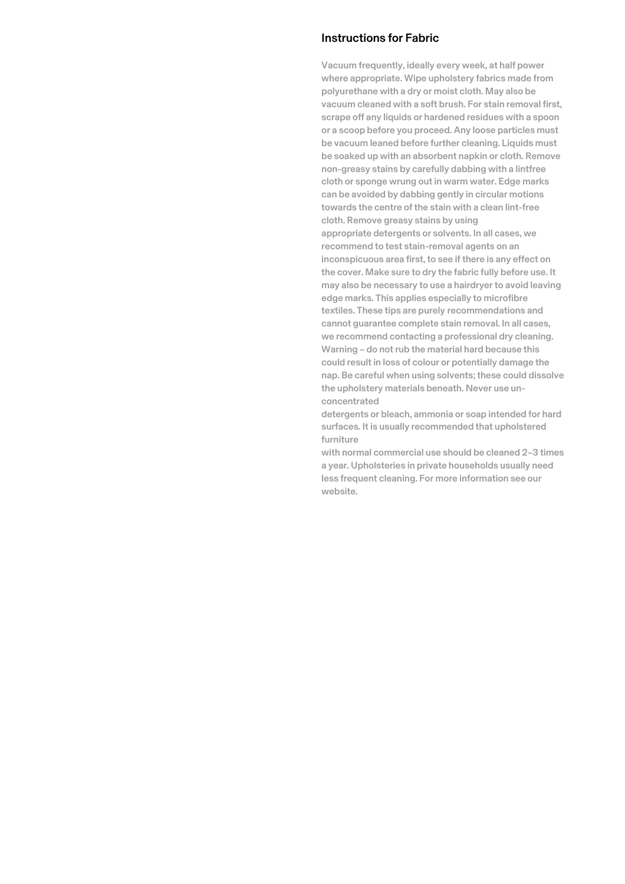## Instructions for Fabric

Vacuum frequently, ideally every week, at half power where appropriate. Wipe upholstery fabrics made from polyurethane with a dry or moist cloth. May also be vacuum cleaned with a soft brush. For stain removal first, scrape off any liquids or hardened residues with a spoon or a scoop before you proceed. Any loose particles must be vacuum leaned before further cleaning. Liquids must be soaked up with an absorbent napkin or cloth. Remove non-greasy stains by carefully dabbing with a lintfree cloth or sponge wrung out in warm water. Edge marks can be avoided by dabbing gently in circular motions towards the centre of the stain with a clean lint-free cloth. Remove greasy stains by using appropriate detergents or solvents. In all cases, we recommend to test stain-removal agents on an inconspicuous area first, to see if there is any effect on the cover. Make sure to dry the fabric fully before use. It may also be necessary to use a hairdryer to avoid leaving edge marks. This applies especially to microfibre textiles. These tips are purely recommendations and cannot guarantee complete stain removal. In all cases, we recommend contacting a professional dry cleaning. Warning – do not rub the material hard because this could result in loss of colour or potentially damage the nap. Be careful when using solvents; these could dissolve the upholstery materials beneath. Never use un-concentrated detergents or bleach, ammonia or soap intended for hard surfaces. It is usually recommended that upholstered furniture with normal commercial use should be cleaned 2–3 times a year. Upholsteries in private households usually need less frequent cleaning. For more information see our website.